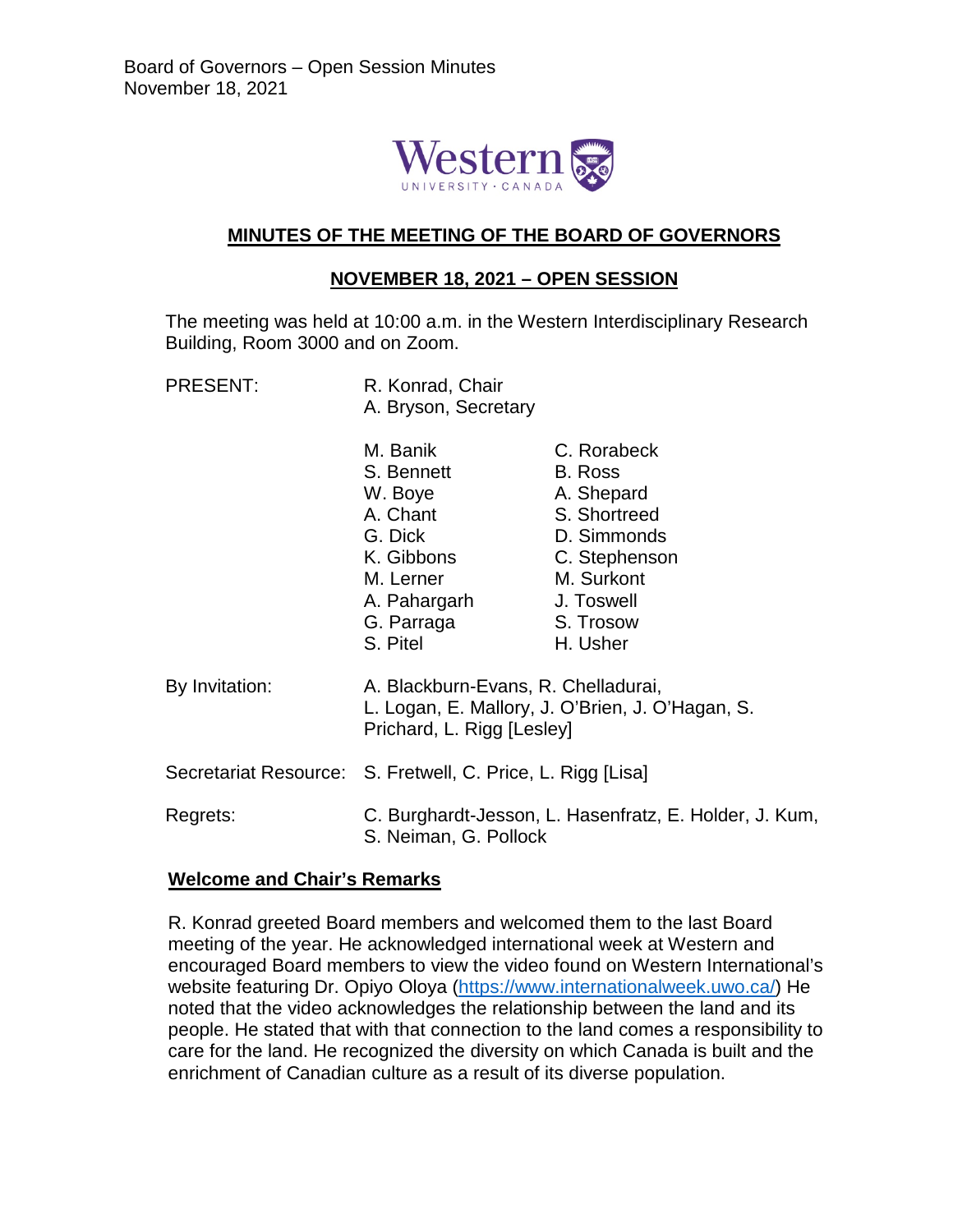# MINUTES OF THE MEETING OF THE BOARD OF GOVERNORS

## NOVEMBER 18, 2021 – OPEN SESSION

The meeting was held at 10:00 a.m. in the Western Interdisciplinary Research Building, Room 3000 and on Zoom.

PRESENT: R. Konrad, Chair
A. Bryson, Secretary

M. Banik, S. Bennett, W. Boye, A. Chant, G. Dick, K. Gibbons, M. Lerner, A. Pahargarh, G. Parraga, S. Pitel, C. Rorabeck, B. Ross, A. Shepard, S. Shortreed, D. Simmonds, C. Stephenson, M. Surkont, J. Toswell, S. Trosow, H. Usher

By Invitation: A. Blackburn-Evans, R. Chelladurai, L. Logan, E. Mallory, J. O'Brien, J. O'Hagan, S. Prichard, L. Rigg [Lesley]

Secretariat Resource: S. Fretwell, C. Price, L. Rigg [Lisa]

Regrets: C. Burghardt-Jesson, L. Hasenfratz, E. Holder, J. Kum, S. Neiman, G. Pollock

### Welcome and Chair's Remarks

R. Konrad greeted Board members and welcomed them to the last Board meeting of the year. He acknowledged international week at Western and encouraged Board members to view the video found on Western International's website featuring Dr. Opiyo Oloya (https://www.internationalweek.uwo.ca/) He noted that the video acknowledges the relationship between the land and its people. He stated that with that connection to the land comes a responsibility to care for the land. He recognized the diversity on which Canada is built and the enrichment of Canadian culture as a result of its diverse population.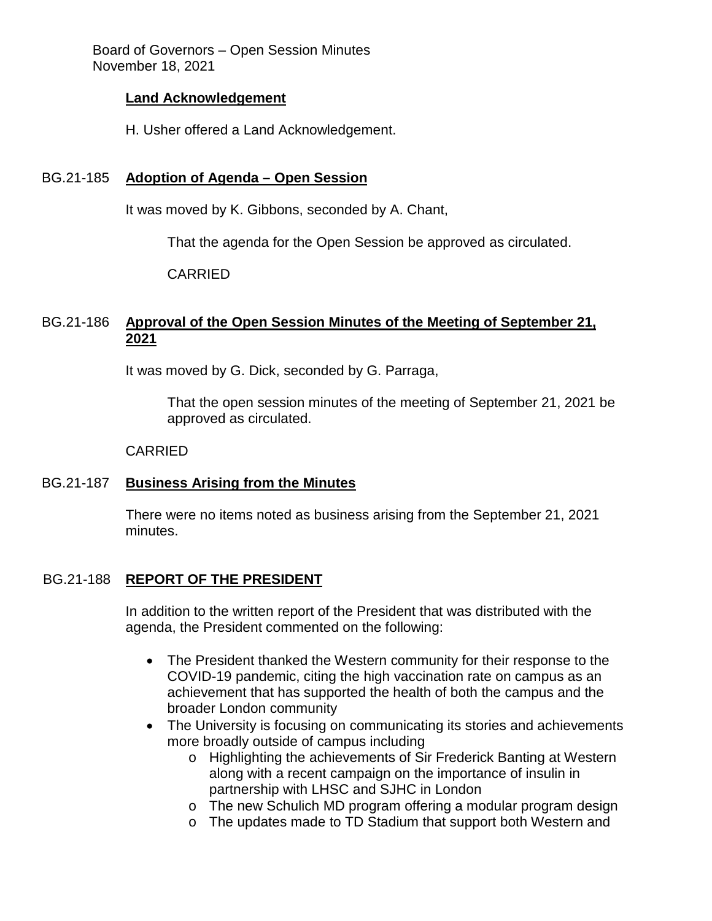### Land Acknowledgement

H. Usher offered a Land Acknowledgement.

### BG.21-185 Adoption of Agenda – Open Session

It was moved by K. Gibbons, seconded by A. Chant,

That the agenda for the Open Session be approved as circulated.

CARRIED

### BG.21-186 Approval of the Open Session Minutes of the Meeting of September 21, 2021

It was moved by G. Dick, seconded by G. Parraga,

That the open session minutes of the meeting of September 21, 2021 be approved as circulated.

CARRIED

### BG.21-187 Business Arising from the Minutes

There were no items noted as business arising from the September 21, 2021 minutes.

### BG.21-188 REPORT OF THE PRESIDENT

In addition to the written report of the President that was distributed with the agenda, the President commented on the following:

- The President thanked the Western community for their response to the COVID-19 pandemic, citing the high vaccination rate on campus as an achievement that has supported the health of both the campus and the broader London community
- The University is focusing on communicating its stories and achievements more broadly outside of campus including
  - Highlighting the achievements of Sir Frederick Banting at Western along with a recent campaign on the importance of insulin in partnership with LHSC and SJHC in London
  - The new Schulich MD program offering a modular program design
  - The updates made to TD Stadium that support both Western and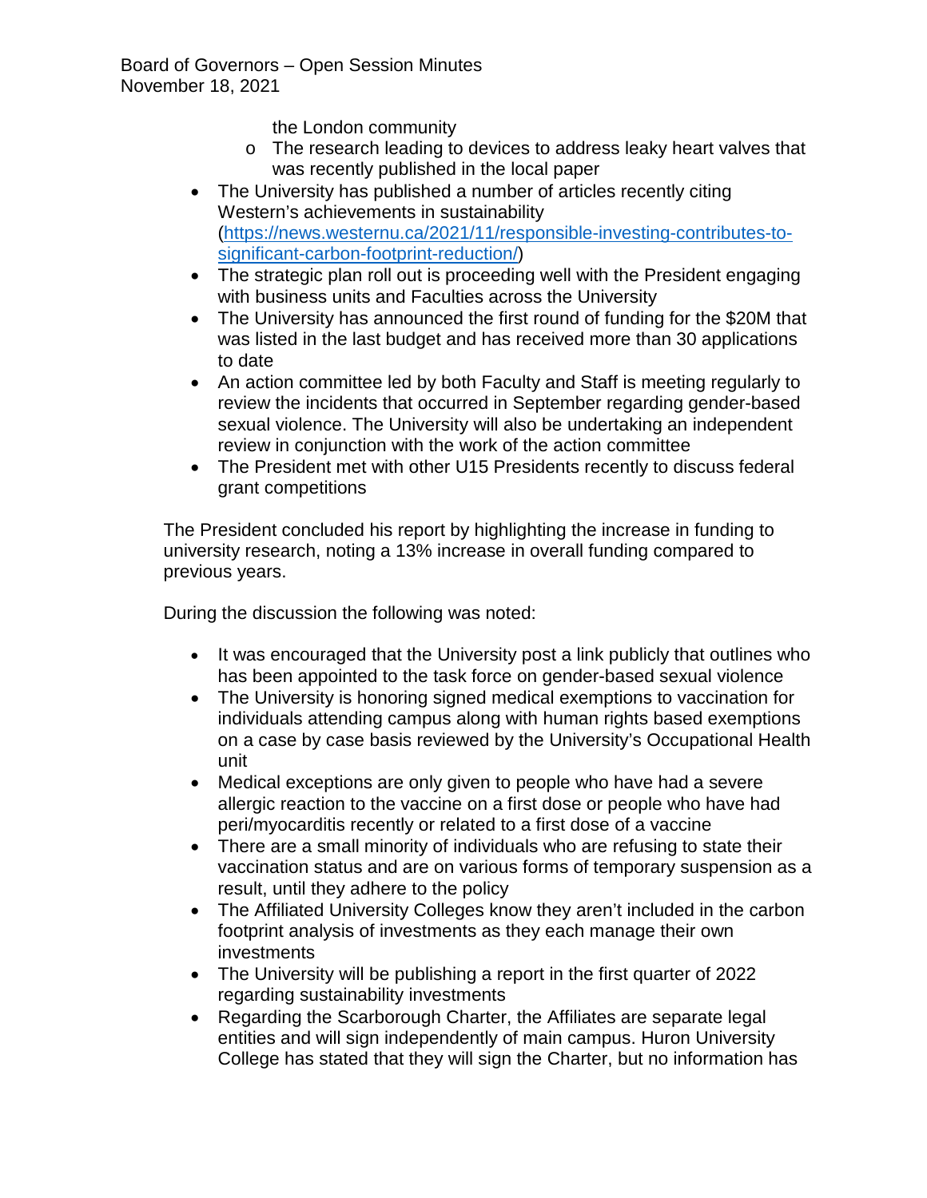the London community
    - The research leading to devices to address leaky heart valves that was recently published in the local paper
- The University has published a number of articles recently citing Western's achievements in sustainability (https://news.westernu.ca/2021/11/responsible-investing-contributes-to-significant-carbon-footprint-reduction/)
- The strategic plan roll out is proceeding well with the President engaging with business units and Faculties across the University
- The University has announced the first round of funding for the $20M that was listed in the last budget and has received more than 30 applications to date
- An action committee led by both Faculty and Staff is meeting regularly to review the incidents that occurred in September regarding gender-based sexual violence. The University will also be undertaking an independent review in conjunction with the work of the action committee
- The President met with other U15 Presidents recently to discuss federal grant competitions

The President concluded his report by highlighting the increase in funding to university research, noting a 13% increase in overall funding compared to previous years.

During the discussion the following was noted:

- It was encouraged that the University post a link publicly that outlines who has been appointed to the task force on gender-based sexual violence
- The University is honoring signed medical exemptions to vaccination for individuals attending campus along with human rights based exemptions on a case by case basis reviewed by the University's Occupational Health unit
- Medical exceptions are only given to people who have had a severe allergic reaction to the vaccine on a first dose or people who have had peri/myocarditis recently or related to a first dose of a vaccine
- There are a small minority of individuals who are refusing to state their vaccination status and are on various forms of temporary suspension as a result, until they adhere to the policy
- The Affiliated University Colleges know they aren't included in the carbon footprint analysis of investments as they each manage their own investments
- The University will be publishing a report in the first quarter of 2022 regarding sustainability investments
- Regarding the Scarborough Charter, the Affiliates are separate legal entities and will sign independently of main campus. Huron University College has stated that they will sign the Charter, but no information has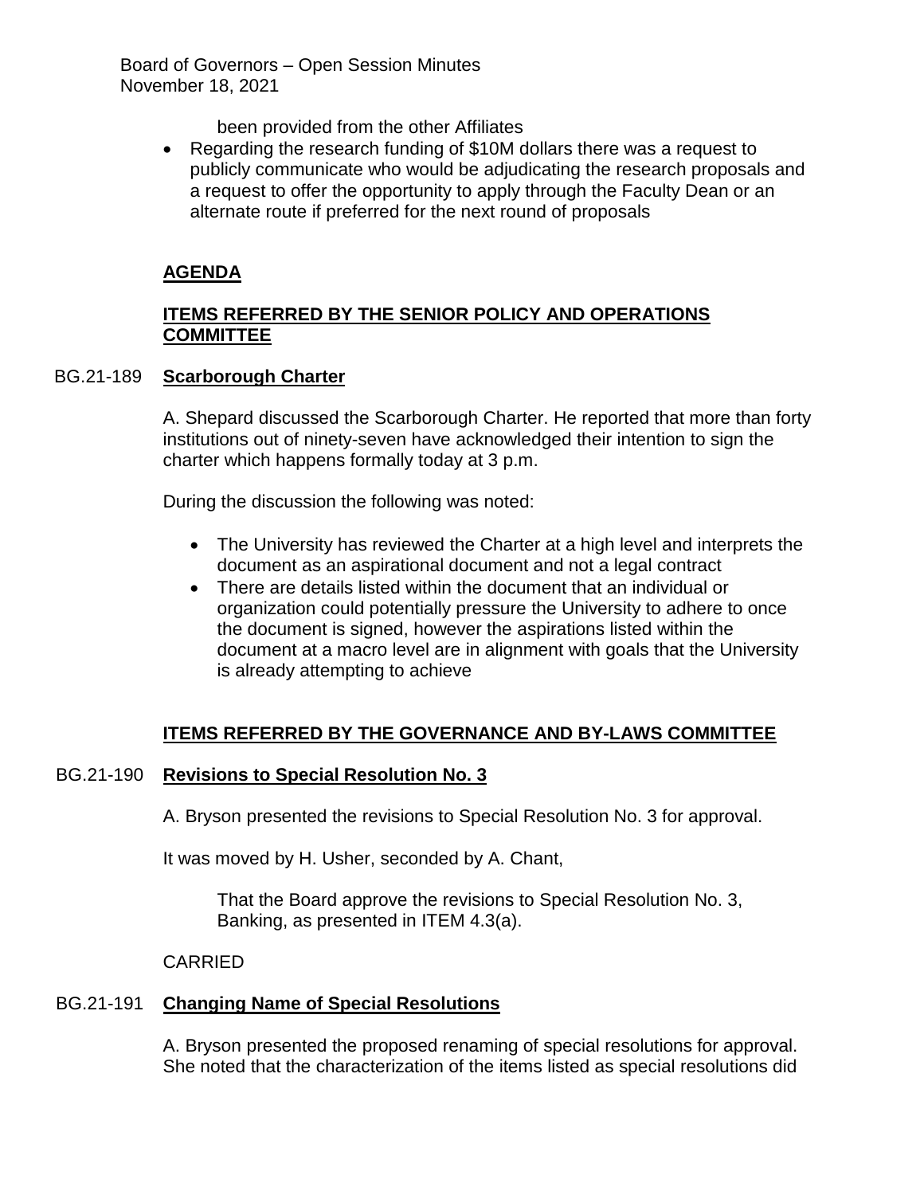been provided from the other Affiliates

- Regarding the research funding of $10M dollars there was a request to publicly communicate who would be adjudicating the research proposals and a request to offer the opportunity to apply through the Faculty Dean or an alternate route if preferred for the next round of proposals

## AGENDA

## ITEMS REFERRED BY THE SENIOR POLICY AND OPERATIONS COMMITTEE

### BG.21-189 **Scarborough Charter**

A. Shepard discussed the Scarborough Charter. He reported that more than forty institutions out of ninety-seven have acknowledged their intention to sign the charter which happens formally today at 3 p.m.

During the discussion the following was noted:

- The University has reviewed the Charter at a high level and interprets the document as an aspirational document and not a legal contract
- There are details listed within the document that an individual or organization could potentially pressure the University to adhere to once the document is signed, however the aspirations listed within the document at a macro level are in alignment with goals that the University is already attempting to achieve

## ITEMS REFERRED BY THE GOVERNANCE AND BY-LAWS COMMITTEE

### BG.21-190 **Revisions to Special Resolution No. 3**

A. Bryson presented the revisions to Special Resolution No. 3 for approval.

It was moved by H. Usher, seconded by A. Chant,

> That the Board approve the revisions to Special Resolution No. 3, Banking, as presented in ITEM 4.3(a).

CARRIED

### BG.21-191 **Changing Name of Special Resolutions**

A. Bryson presented the proposed renaming of special resolutions for approval. She noted that the characterization of the items listed as special resolutions did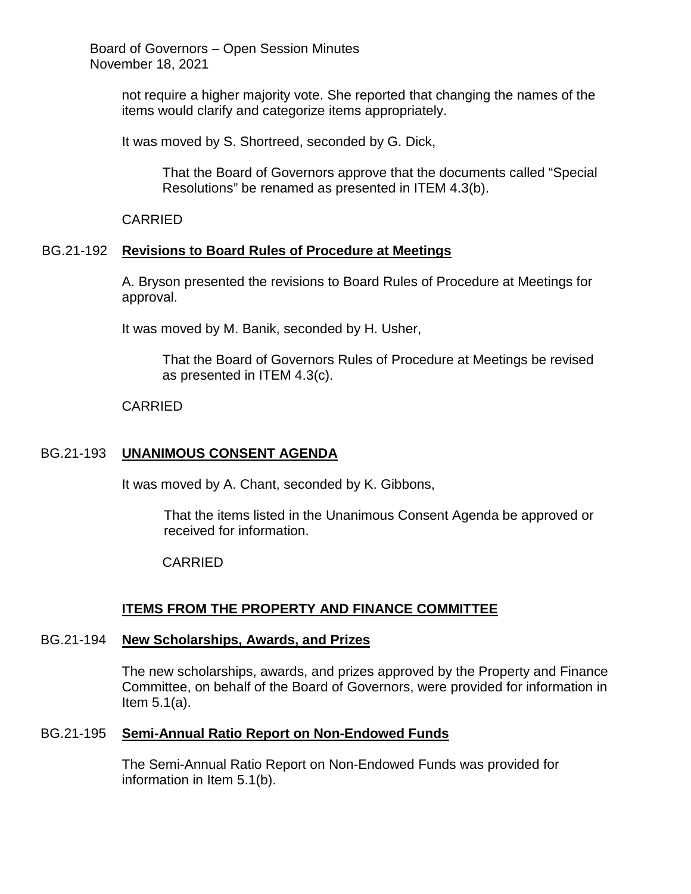not require a higher majority vote. She reported that changing the names of the items would clarify and categorize items appropriately.

It was moved by S. Shortreed, seconded by G. Dick,

> That the Board of Governors approve that the documents called "Special Resolutions" be renamed as presented in ITEM 4.3(b).

CARRIED

### BG.21-192 **Revisions to Board Rules of Procedure at Meetings**

A. Bryson presented the revisions to Board Rules of Procedure at Meetings for approval.

It was moved by M. Banik, seconded by H. Usher,

> That the Board of Governors Rules of Procedure at Meetings be revised as presented in ITEM 4.3(c).

CARRIED

### BG.21-193 **UNANIMOUS CONSENT AGENDA**

It was moved by A. Chant, seconded by K. Gibbons,

> That the items listed in the Unanimous Consent Agenda be approved or received for information.
>
> CARRIED

## **ITEMS FROM THE PROPERTY AND FINANCE COMMITTEE**

### BG.21-194 **New Scholarships, Awards, and Prizes**

The new scholarships, awards, and prizes approved by the Property and Finance Committee, on behalf of the Board of Governors, were provided for information in Item 5.1(a).

### BG.21-195 **Semi-Annual Ratio Report on Non-Endowed Funds**

The Semi-Annual Ratio Report on Non-Endowed Funds was provided for information in Item 5.1(b).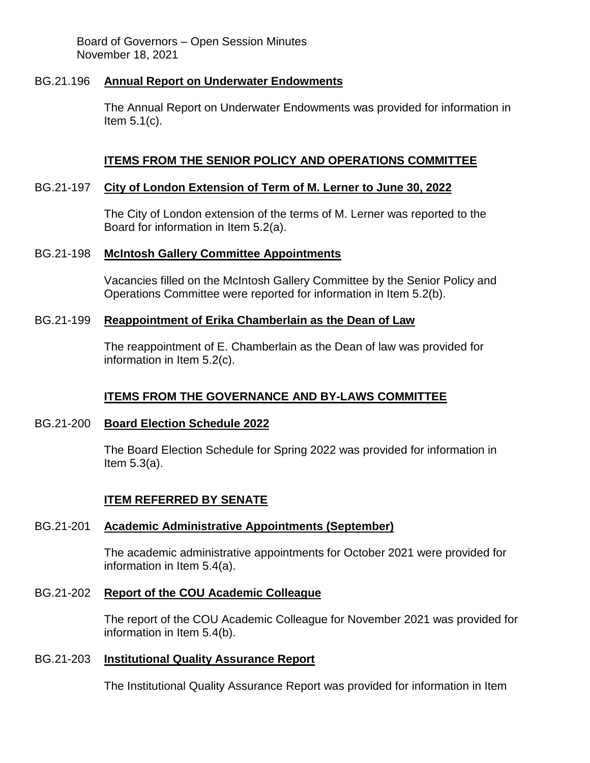### BG.21.196 **Annual Report on Underwater Endowments**

The Annual Report on Underwater Endowments was provided for information in Item 5.1(c).

## **ITEMS FROM THE SENIOR POLICY AND OPERATIONS COMMITTEE**

### BG.21-197 **City of London Extension of Term of M. Lerner to June 30, 2022**

The City of London extension of the terms of M. Lerner was reported to the Board for information in Item 5.2(a).

### BG.21-198 **McIntosh Gallery Committee Appointments**

Vacancies filled on the McIntosh Gallery Committee by the Senior Policy and Operations Committee were reported for information in Item 5.2(b).

### BG.21-199 **Reappointment of Erika Chamberlain as the Dean of Law**

The reappointment of E. Chamberlain as the Dean of law was provided for information in Item 5.2(c).

## **ITEMS FROM THE GOVERNANCE AND BY-LAWS COMMITTEE**

### BG.21-200 **Board Election Schedule 2022**

The Board Election Schedule for Spring 2022 was provided for information in Item 5.3(a).

## **ITEM REFERRED BY SENATE**

### BG.21-201 **Academic Administrative Appointments (September)**

The academic administrative appointments for October 2021 were provided for information in Item 5.4(a).

### BG.21-202 **Report of the COU Academic Colleague**

The report of the COU Academic Colleague for November 2021 was provided for information in Item 5.4(b).

### BG.21-203 **Institutional Quality Assurance Report**

The Institutional Quality Assurance Report was provided for information in Item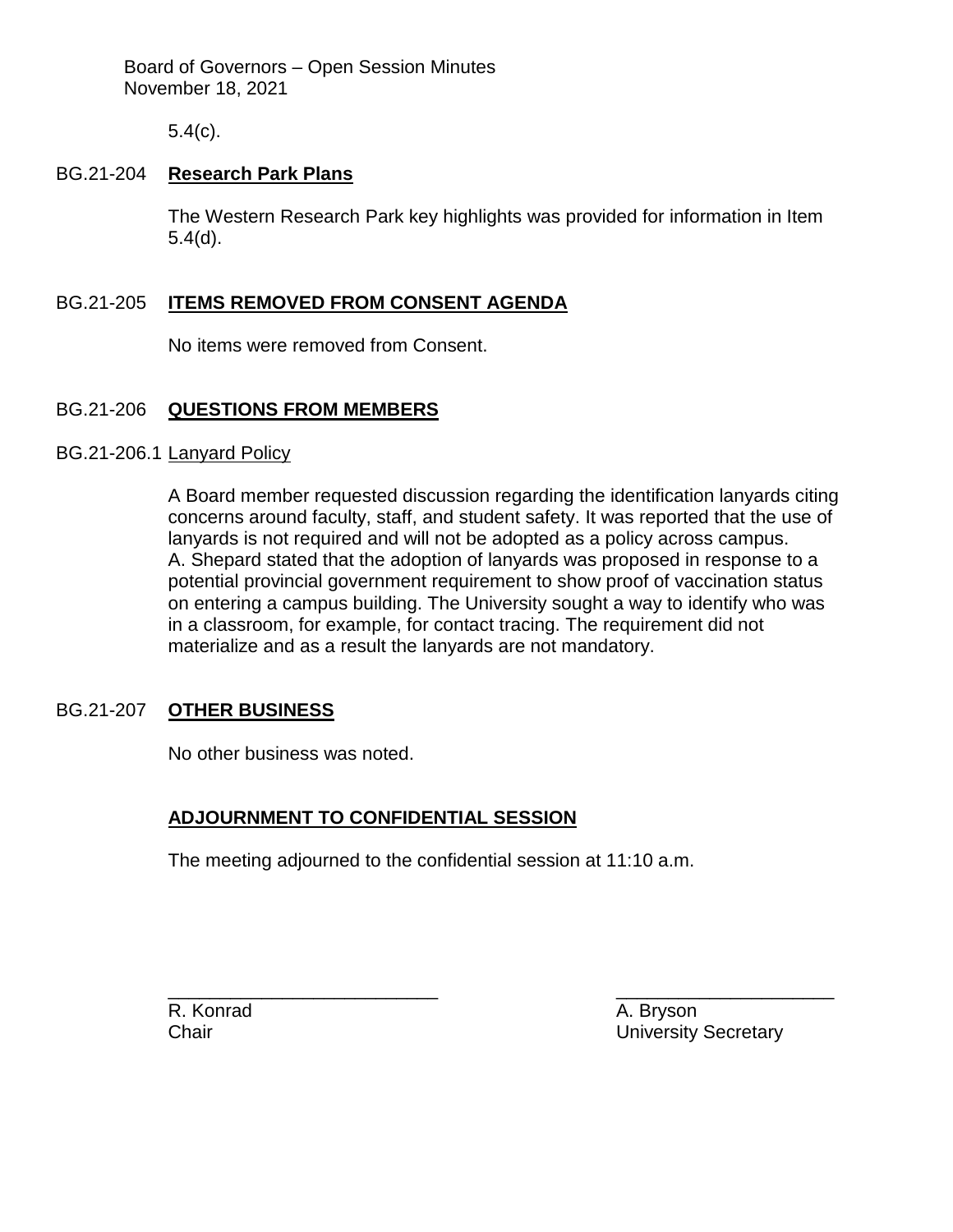5.4(c).

## BG.21-204 **Research Park Plans**

The Western Research Park key highlights was provided for information in Item 5.4(d).

## BG.21-205 **ITEMS REMOVED FROM CONSENT AGENDA**

No items were removed from Consent.

## BG.21-206 **QUESTIONS FROM MEMBERS**

### BG.21-206.1 Lanyard Policy

A Board member requested discussion regarding the identification lanyards citing concerns around faculty, staff, and student safety. It was reported that the use of lanyards is not required and will not be adopted as a policy across campus. A. Shepard stated that the adoption of lanyards was proposed in response to a potential provincial government requirement to show proof of vaccination status on entering a campus building. The University sought a way to identify who was in a classroom, for example, for contact tracing. The requirement did not materialize and as a result the lanyards are not mandatory.

## BG.21-207 **OTHER BUSINESS**

No other business was noted.

## **ADJOURNMENT TO CONFIDENTIAL SESSION**

The meeting adjourned to the confidential session at 11:10 a.m.

| | |
|---|---|
| ___________________________ | ______________________ |
| R. Konrad | A. Bryson |
| Chair | University Secretary |